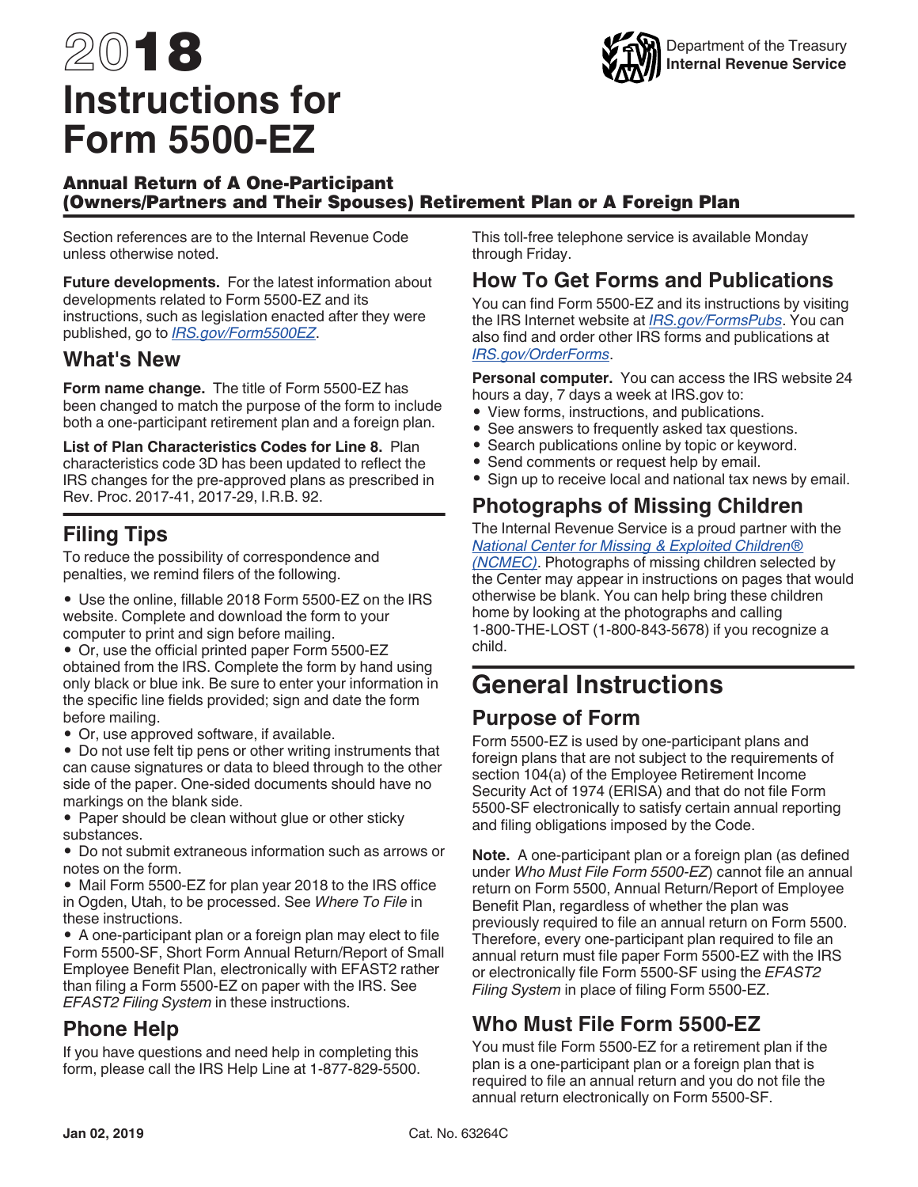# 2018 Instructions for Form 5500-EZ

Department of the Treasury
Internal Revenue Service

## Annual Return of A One-Participant (Owners/Partners and Their Spouses) Retirement Plan or A Foreign Plan

Section references are to the Internal Revenue Code unless otherwise noted.

**Future developments.** For the latest information about developments related to Form 5500-EZ and its instructions, such as legislation enacted after they were published, go to *IRS.gov/Form5500EZ*.

## What's New

**Form name change.** The title of Form 5500-EZ has been changed to match the purpose of the form to include both a one-participant retirement plan and a foreign plan.

**List of Plan Characteristics Codes for Line 8.** Plan characteristics code 3D has been updated to reflect the IRS changes for the pre-approved plans as prescribed in Rev. Proc. 2017-41, 2017-29, I.R.B. 92.

## Filing Tips

To reduce the possibility of correspondence and penalties, we remind filers of the following.

- Use the online, fillable 2018 Form 5500-EZ on the IRS website. Complete and download the form to your computer to print and sign before mailing.
- Or, use the official printed paper Form 5500-EZ obtained from the IRS. Complete the form by hand using only black or blue ink. Be sure to enter your information in the specific line fields provided; sign and date the form before mailing.
- Or, use approved software, if available.
- Do not use felt tip pens or other writing instruments that can cause signatures or data to bleed through to the other side of the paper. One-sided documents should have no markings on the blank side.
- Paper should be clean without glue or other sticky substances.
- Do not submit extraneous information such as arrows or notes on the form.
- Mail Form 5500-EZ for plan year 2018 to the IRS office in Ogden, Utah, to be processed. See *Where To File* in these instructions.
- A one-participant plan or a foreign plan may elect to file Form 5500-SF, Short Form Annual Return/Report of Small Employee Benefit Plan, electronically with EFAST2 rather than filing a Form 5500-EZ on paper with the IRS. See *EFAST2 Filing System* in these instructions.

## Phone Help

If you have questions and need help in completing this form, please call the IRS Help Line at 1-877-829-5500. This toll-free telephone service is available Monday through Friday.

## How To Get Forms and Publications

You can find Form 5500-EZ and its instructions by visiting the IRS Internet website at *IRS.gov/FormsPubs*. You can also find and order other IRS forms and publications at *IRS.gov/OrderForms*.

**Personal computer.** You can access the IRS website 24 hours a day, 7 days a week at IRS.gov to:

- View forms, instructions, and publications.
- See answers to frequently asked tax questions.
- Search publications online by topic or keyword.
- Send comments or request help by email.
- Sign up to receive local and national tax news by email.

## Photographs of Missing Children

The Internal Revenue Service is a proud partner with the *National Center for Missing & Exploited Children® (NCMEC)*. Photographs of missing children selected by the Center may appear in instructions on pages that would otherwise be blank. You can help bring these children home by looking at the photographs and calling 1-800-THE-LOST (1-800-843-5678) if you recognize a child.

# General Instructions

## Purpose of Form

Form 5500-EZ is used by one-participant plans and foreign plans that are not subject to the requirements of section 104(a) of the Employee Retirement Income Security Act of 1974 (ERISA) and that do not file Form 5500-SF electronically to satisfy certain annual reporting and filing obligations imposed by the Code.

**Note.** A one-participant plan or a foreign plan (as defined under *Who Must File Form 5500-EZ*) cannot file an annual return on Form 5500, Annual Return/Report of Employee Benefit Plan, regardless of whether the plan was previously required to file an annual return on Form 5500. Therefore, every one-participant plan required to file an annual return must file paper Form 5500-EZ with the IRS or electronically file Form 5500-SF using the *EFAST2 Filing System* in place of filing Form 5500-EZ.

## Who Must File Form 5500-EZ

You must file Form 5500-EZ for a retirement plan if the plan is a one-participant plan or a foreign plan that is required to file an annual return and you do not file the annual return electronically on Form 5500-SF.

Jan 02, 2019 Cat. No. 63264C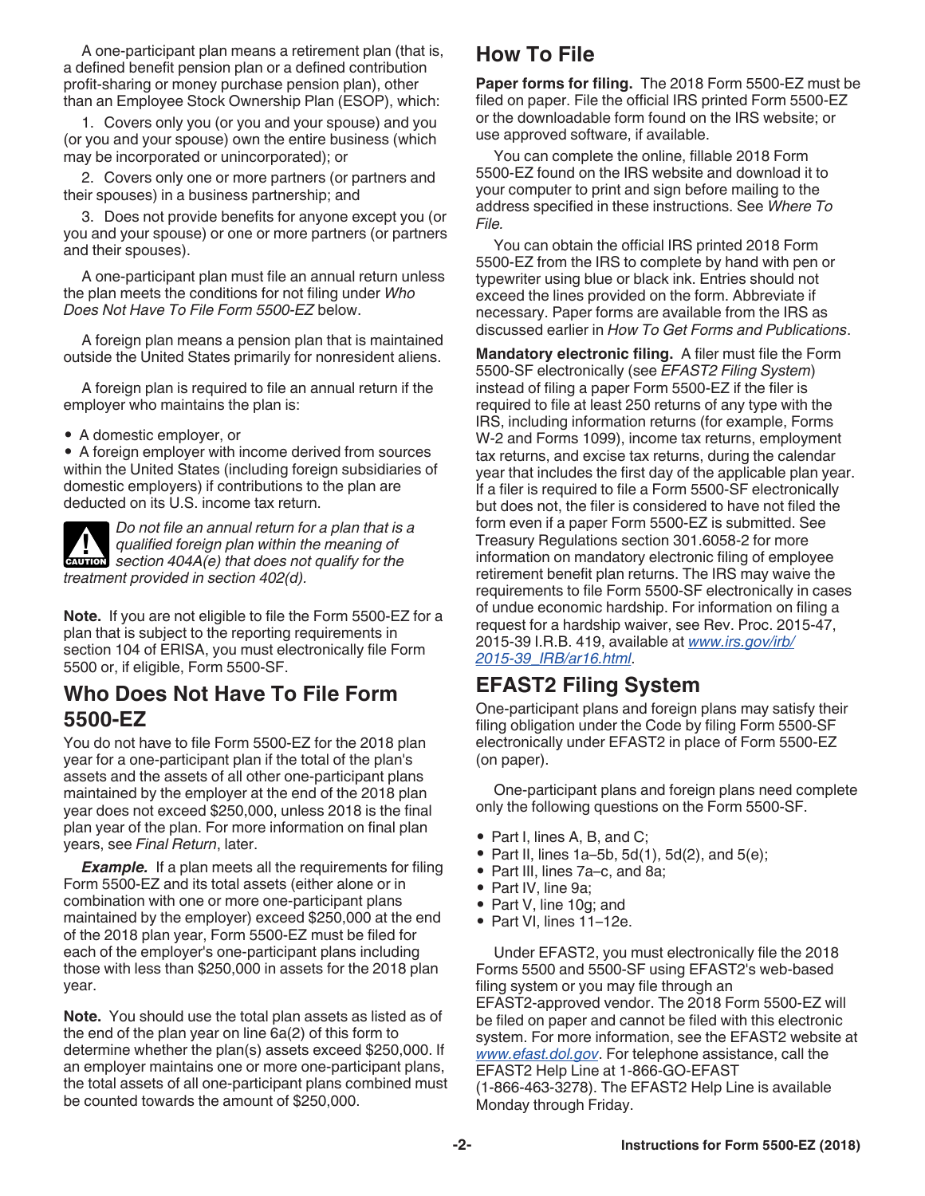A one-participant plan means a retirement plan (that is, a defined benefit pension plan or a defined contribution profit-sharing or money purchase pension plan), other than an Employee Stock Ownership Plan (ESOP), which:

1. Covers only you (or you and your spouse) and you (or you and your spouse) own the entire business (which may be incorporated or unincorporated); or

2. Covers only one or more partners (or partners and their spouses) in a business partnership; and

3. Does not provide benefits for anyone except you (or you and your spouse) or one or more partners (or partners and their spouses).

A one-participant plan must file an annual return unless the plan meets the conditions for not filing under *Who Does Not Have To File Form 5500-EZ* below.

A foreign plan means a pension plan that is maintained outside the United States primarily for nonresident aliens.

A foreign plan is required to file an annual return if the employer who maintains the plan is:

- A domestic employer, or
- A foreign employer with income derived from sources within the United States (including foreign subsidiaries of domestic employers) if contributions to the plan are deducted on its U.S. income tax return.

CAUTION: *Do not file an annual return for a plan that is a qualified foreign plan within the meaning of section 404A(e) that does not qualify for the treatment provided in section 402(d).*

**Note.** If you are not eligible to file the Form 5500-EZ for a plan that is subject to the reporting requirements in section 104 of ERISA, you must electronically file Form 5500 or, if eligible, Form 5500-SF.

## Who Does Not Have To File Form 5500-EZ

You do not have to file Form 5500-EZ for the 2018 plan year for a one-participant plan if the total of the plan's assets and the assets of all other one-participant plans maintained by the employer at the end of the 2018 plan year does not exceed $250,000, unless 2018 is the final plan year of the plan. For more information on final plan years, see *Final Return*, later.

***Example.*** If a plan meets all the requirements for filing Form 5500-EZ and its total assets (either alone or in combination with one or more one-participant plans maintained by the employer) exceed $250,000 at the end of the 2018 plan year, Form 5500-EZ must be filed for each of the employer's one-participant plans including those with less than $250,000 in assets for the 2018 plan year.

**Note.** You should use the total plan assets as listed as of the end of the plan year on line 6a(2) of this form to determine whether the plan(s) assets exceed $250,000. If an employer maintains one or more one-participant plans, the total assets of all one-participant plans combined must be counted towards the amount of $250,000.

## How To File

**Paper forms for filing.** The 2018 Form 5500-EZ must be filed on paper. File the official IRS printed Form 5500-EZ or the downloadable form found on the IRS website; or use approved software, if available.

You can complete the online, fillable 2018 Form 5500-EZ found on the IRS website and download it to your computer to print and sign before mailing to the address specified in these instructions. See *Where To File.*

You can obtain the official IRS printed 2018 Form 5500-EZ from the IRS to complete by hand with pen or typewriter using blue or black ink. Entries should not exceed the lines provided on the form. Abbreviate if necessary. Paper forms are available from the IRS as discussed earlier in *How To Get Forms and Publications*.

**Mandatory electronic filing.** A filer must file the Form 5500-SF electronically (see *EFAST2 Filing System*) instead of filing a paper Form 5500-EZ if the filer is required to file at least 250 returns of any type with the IRS, including information returns (for example, Forms W-2 and Forms 1099), income tax returns, employment tax returns, and excise tax returns, during the calendar year that includes the first day of the applicable plan year. If a filer is required to file a Form 5500-SF electronically but does not, the filer is considered to have not filed the form even if a paper Form 5500-EZ is submitted. See Treasury Regulations section 301.6058-2 for more information on mandatory electronic filing of employee retirement benefit plan returns. The IRS may waive the requirements to file Form 5500-SF electronically in cases of undue economic hardship. For information on filing a request for a hardship waiver, see Rev. Proc. 2015-47, 2015-39 I.R.B. 419, available at *www.irs.gov/irb/2015-39_IRB/ar16.html*.

## EFAST2 Filing System

One-participant plans and foreign plans may satisfy their filing obligation under the Code by filing Form 5500-SF electronically under EFAST2 in place of Form 5500-EZ (on paper).

One-participant plans and foreign plans need complete only the following questions on the Form 5500-SF.

- Part I, lines A, B, and C;
- Part II, lines 1a–5b, 5d(1), 5d(2), and 5(e);
- Part III, lines 7a–c, and 8a;
- Part IV, line 9a;
- Part V, line 10g; and
- Part VI, lines 11–12e.

Under EFAST2, you must electronically file the 2018 Forms 5500 and 5500-SF using EFAST2's web-based filing system or you may file through an EFAST2-approved vendor. The 2018 Form 5500-EZ will be filed on paper and cannot be filed with this electronic system. For more information, see the EFAST2 website at *www.efast.dol.gov*. For telephone assistance, call the EFAST2 Help Line at 1-866-GO-EFAST (1-866-463-3278). The EFAST2 Help Line is available Monday through Friday.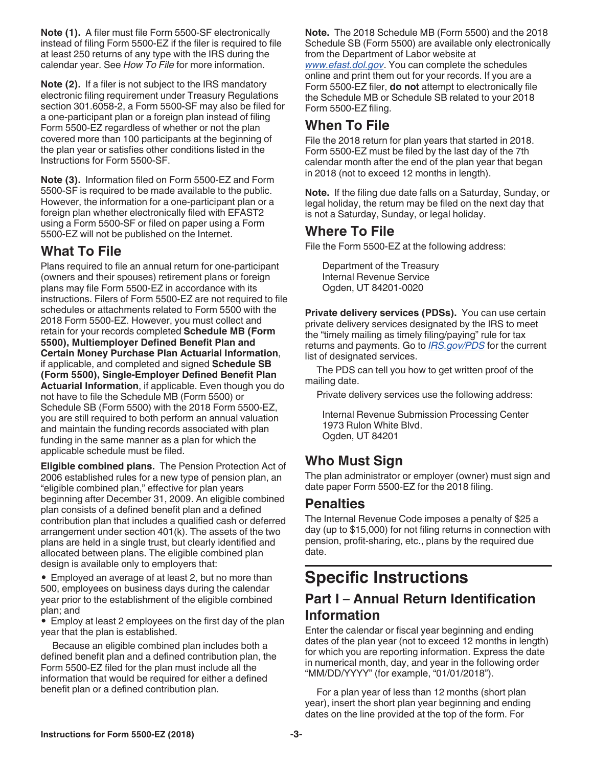**Note (1).** A filer must file Form 5500-SF electronically instead of filing Form 5500-EZ if the filer is required to file at least 250 returns of any type with the IRS during the calendar year. See *How To File* for more information.

**Note (2).** If a filer is not subject to the IRS mandatory electronic filing requirement under Treasury Regulations section 301.6058-2, a Form 5500-SF may also be filed for a one-participant plan or a foreign plan instead of filing Form 5500-EZ regardless of whether or not the plan covered more than 100 participants at the beginning of the plan year or satisfies other conditions listed in the Instructions for Form 5500-SF.

**Note (3).** Information filed on Form 5500-EZ and Form 5500-SF is required to be made available to the public. However, the information for a one-participant plan or a foreign plan whether electronically filed with EFAST2 using a Form 5500-SF or filed on paper using a Form 5500-EZ will not be published on the Internet.

## What To File

Plans required to file an annual return for one-participant (owners and their spouses) retirement plans or foreign plans may file Form 5500-EZ in accordance with its instructions. Filers of Form 5500-EZ are not required to file schedules or attachments related to Form 5500 with the 2018 Form 5500-EZ. However, you must collect and retain for your records completed **Schedule MB (Form 5500), Multiemployer Defined Benefit Plan and Certain Money Purchase Plan Actuarial Information**, if applicable, and completed and signed **Schedule SB (Form 5500), Single-Employer Defined Benefit Plan Actuarial Information**, if applicable. Even though you do not have to file the Schedule MB (Form 5500) or Schedule SB (Form 5500) with the 2018 Form 5500-EZ, you are still required to both perform an annual valuation and maintain the funding records associated with plan funding in the same manner as a plan for which the applicable schedule must be filed.

**Eligible combined plans.** The Pension Protection Act of 2006 established rules for a new type of pension plan, an "eligible combined plan," effective for plan years beginning after December 31, 2009. An eligible combined plan consists of a defined benefit plan and a defined contribution plan that includes a qualified cash or deferred arrangement under section 401(k). The assets of the two plans are held in a single trust, but clearly identified and allocated between plans. The eligible combined plan design is available only to employers that:

- Employed an average of at least 2, but no more than 500, employees on business days during the calendar year prior to the establishment of the eligible combined plan; and
- Employ at least 2 employees on the first day of the plan year that the plan is established.

Because an eligible combined plan includes both a defined benefit plan and a defined contribution plan, the Form 5500-EZ filed for the plan must include all the information that would be required for either a defined benefit plan or a defined contribution plan.

**Note.** The 2018 Schedule MB (Form 5500) and the 2018 Schedule SB (Form 5500) are available only electronically from the Department of Labor website at *www.efast.dol.gov*. You can complete the schedules online and print them out for your records. If you are a Form 5500-EZ filer, **do not** attempt to electronically file the Schedule MB or Schedule SB related to your 2018 Form 5500-EZ filing.

## When To File

File the 2018 return for plan years that started in 2018. Form 5500-EZ must be filed by the last day of the 7th calendar month after the end of the plan year that began in 2018 (not to exceed 12 months in length).

**Note.** If the filing due date falls on a Saturday, Sunday, or legal holiday, the return may be filed on the next day that is not a Saturday, Sunday, or legal holiday.

## Where To File

File the Form 5500-EZ at the following address:

Department of the Treasury
Internal Revenue Service
Ogden, UT 84201-0020

**Private delivery services (PDSs).** You can use certain private delivery services designated by the IRS to meet the "timely mailing as timely filing/paying" rule for tax returns and payments. Go to *IRS.gov/PDS* for the current list of designated services.

The PDS can tell you how to get written proof of the mailing date.

Private delivery services use the following address:

Internal Revenue Submission Processing Center
1973 Rulon White Blvd.
Ogden, UT 84201

## Who Must Sign

The plan administrator or employer (owner) must sign and date paper Form 5500-EZ for the 2018 filing.

## Penalties

The Internal Revenue Code imposes a penalty of $25 a day (up to $15,000) for not filing returns in connection with pension, profit-sharing, etc., plans by the required due date.

# Specific Instructions

## Part I – Annual Return Identification Information

Enter the calendar or fiscal year beginning and ending dates of the plan year (not to exceed 12 months in length) for which you are reporting information. Express the date in numerical month, day, and year in the following order "MM/DD/YYYY" (for example, "01/01/2018").

For a plan year of less than 12 months (short plan year), insert the short plan year beginning and ending dates on the line provided at the top of the form. For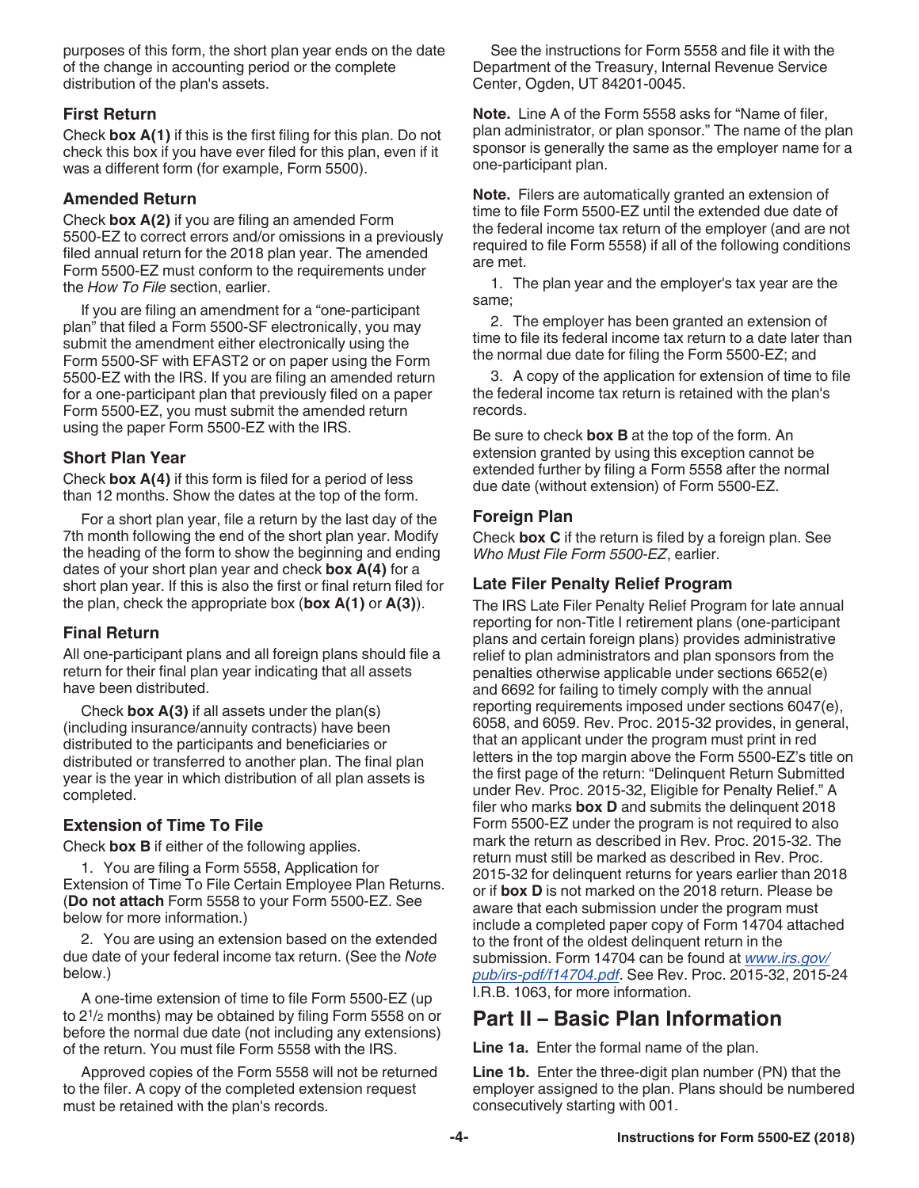purposes of this form, the short plan year ends on the date of the change in accounting period or the complete distribution of the plan's assets.

### First Return

Check **box A(1)** if this is the first filing for this plan. Do not check this box if you have ever filed for this plan, even if it was a different form (for example, Form 5500).

### Amended Return

Check **box A(2)** if you are filing an amended Form 5500-EZ to correct errors and/or omissions in a previously filed annual return for the 2018 plan year. The amended Form 5500-EZ must conform to the requirements under the *How To File* section, earlier.

If you are filing an amendment for a "one-participant plan" that filed a Form 5500-SF electronically, you may submit the amendment either electronically using the Form 5500-SF with EFAST2 or on paper using the Form 5500-EZ with the IRS. If you are filing an amended return for a one-participant plan that previously filed on a paper Form 5500-EZ, you must submit the amended return using the paper Form 5500-EZ with the IRS.

### Short Plan Year

Check **box A(4)** if this form is filed for a period of less than 12 months. Show the dates at the top of the form.

For a short plan year, file a return by the last day of the 7th month following the end of the short plan year. Modify the heading of the form to show the beginning and ending dates of your short plan year and check **box A(4)** for a short plan year. If this is also the first or final return filed for the plan, check the appropriate box (**box A(1)** or **A(3)**).

### Final Return

All one-participant plans and all foreign plans should file a return for their final plan year indicating that all assets have been distributed.

Check **box A(3)** if all assets under the plan(s) (including insurance/annuity contracts) have been distributed to the participants and beneficiaries or distributed or transferred to another plan. The final plan year is the year in which distribution of all plan assets is completed.

### Extension of Time To File

Check **box B** if either of the following applies.

1. You are filing a Form 5558, Application for Extension of Time To File Certain Employee Plan Returns. (**Do not attach** Form 5558 to your Form 5500-EZ. See below for more information.)

2. You are using an extension based on the extended due date of your federal income tax return. (See the *Note* below.)

A one-time extension of time to file Form 5500-EZ (up to 2½ months) may be obtained by filing Form 5558 on or before the normal due date (not including any extensions) of the return. You must file Form 5558 with the IRS.

Approved copies of the Form 5558 will not be returned to the filer. A copy of the completed extension request must be retained with the plan's records.

See the instructions for Form 5558 and file it with the Department of the Treasury, Internal Revenue Service Center, Ogden, UT 84201-0045.

**Note.** Line A of the Form 5558 asks for "Name of filer, plan administrator, or plan sponsor." The name of the plan sponsor is generally the same as the employer name for a one-participant plan.

**Note.** Filers are automatically granted an extension of time to file Form 5500-EZ until the extended due date of the federal income tax return of the employer (and are not required to file Form 5558) if all of the following conditions are met.

1. The plan year and the employer's tax year are the same;

2. The employer has been granted an extension of time to file its federal income tax return to a date later than the normal due date for filing the Form 5500-EZ; and

3. A copy of the application for extension of time to file the federal income tax return is retained with the plan's records.

Be sure to check **box B** at the top of the form. An extension granted by using this exception cannot be extended further by filing a Form 5558 after the normal due date (without extension) of Form 5500-EZ.

### Foreign Plan

Check **box C** if the return is filed by a foreign plan. See *Who Must File Form 5500-EZ*, earlier.

### Late Filer Penalty Relief Program

The IRS Late Filer Penalty Relief Program for late annual reporting for non-Title I retirement plans (one-participant plans and certain foreign plans) provides administrative relief to plan administrators and plan sponsors from the penalties otherwise applicable under sections 6652(e) and 6692 for failing to timely comply with the annual reporting requirements imposed under sections 6047(e), 6058, and 6059. Rev. Proc. 2015-32 provides, in general, that an applicant under the program must print in red letters in the top margin above the Form 5500-EZ's title on the first page of the return: "Delinquent Return Submitted under Rev. Proc. 2015-32, Eligible for Penalty Relief." A filer who marks **box D** and submits the delinquent 2018 Form 5500-EZ under the program is not required to also mark the return as described in Rev. Proc. 2015-32. The return must still be marked as described in Rev. Proc. 2015-32 for delinquent returns for years earlier than 2018 or if **box D** is not marked on the 2018 return. Please be aware that each submission under the program must include a completed paper copy of Form 14704 attached to the front of the oldest delinquent return in the submission. Form 14704 can be found at *www.irs.gov/pub/irs-pdf/f14704.pdf*. See Rev. Proc. 2015-32, 2015-24 I.R.B. 1063, for more information.

## Part II – Basic Plan Information

**Line 1a.** Enter the formal name of the plan.

**Line 1b.** Enter the three-digit plan number (PN) that the employer assigned to the plan. Plans should be numbered consecutively starting with 001.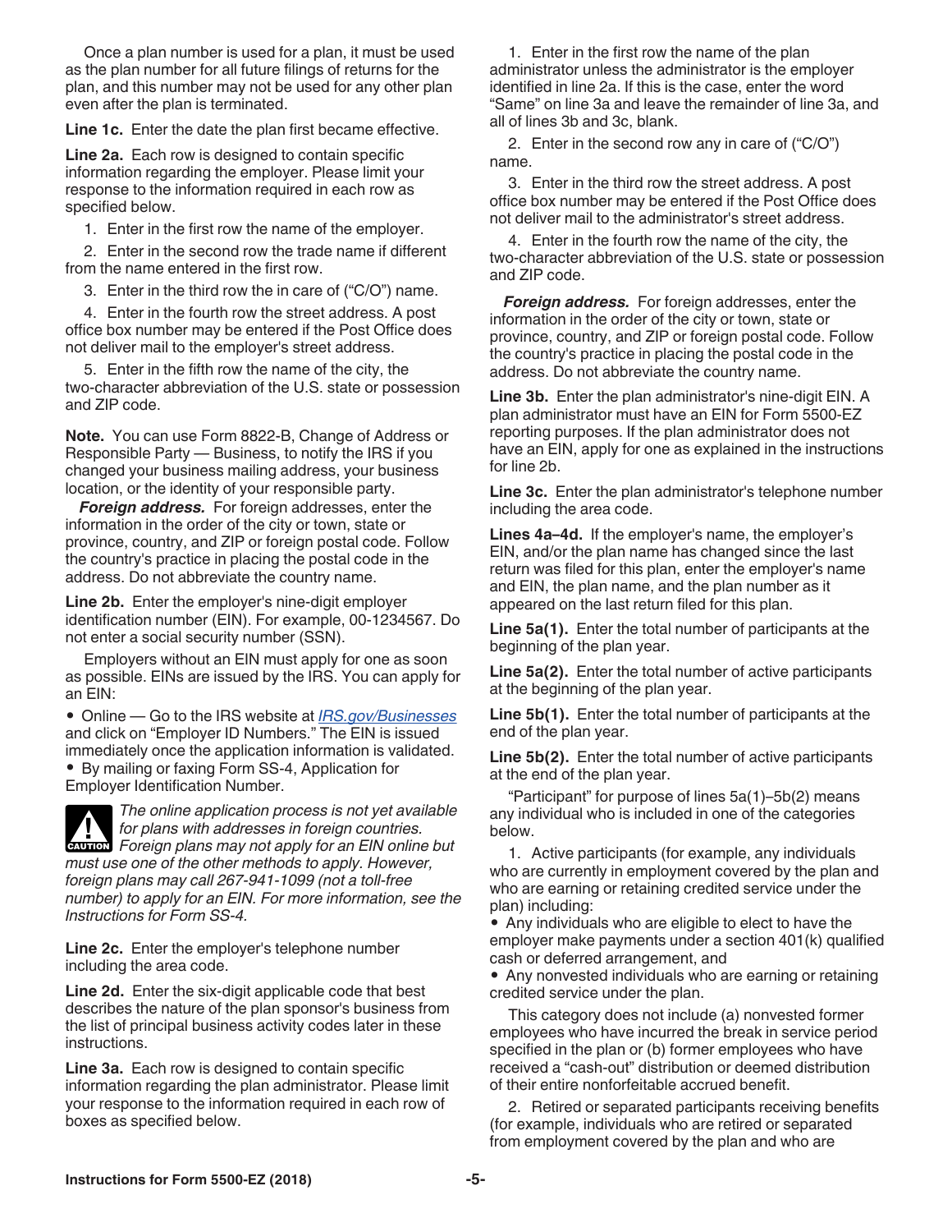Once a plan number is used for a plan, it must be used as the plan number for all future filings of returns for the plan, and this number may not be used for any other plan even after the plan is terminated.

**Line 1c.** Enter the date the plan first became effective.

**Line 2a.** Each row is designed to contain specific information regarding the employer. Please limit your response to the information required in each row as specified below.

1. Enter in the first row the name of the employer.
2. Enter in the second row the trade name if different from the name entered in the first row.
3. Enter in the third row the in care of ("C/O") name.
4. Enter in the fourth row the street address. A post office box number may be entered if the Post Office does not deliver mail to the employer's street address.
5. Enter in the fifth row the name of the city, the two-character abbreviation of the U.S. state or possession and ZIP code.

**Note.** You can use Form 8822-B, Change of Address or Responsible Party — Business, to notify the IRS if you changed your business mailing address, your business location, or the identity of your responsible party.

***Foreign address.*** For foreign addresses, enter the information in the order of the city or town, state or province, country, and ZIP or foreign postal code. Follow the country's practice in placing the postal code in the address. Do not abbreviate the country name.

**Line 2b.** Enter the employer's nine-digit employer identification number (EIN). For example, 00-1234567. Do not enter a social security number (SSN).

Employers without an EIN must apply for one as soon as possible. EINs are issued by the IRS. You can apply for an EIN:

- Online — Go to the IRS website at *IRS.gov/Businesses* and click on "Employer ID Numbers." The EIN is issued immediately once the application information is validated.
- By mailing or faxing Form SS-4, Application for Employer Identification Number.

**CAUTION** *The online application process is not yet available for plans with addresses in foreign countries. Foreign plans may not apply for an EIN online but must use one of the other methods to apply. However, foreign plans may call 267-941-1099 (not a toll-free number) to apply for an EIN. For more information, see the Instructions for Form SS-4.*

**Line 2c.** Enter the employer's telephone number including the area code.

**Line 2d.** Enter the six-digit applicable code that best describes the nature of the plan sponsor's business from the list of principal business activity codes later in these instructions.

**Line 3a.** Each row is designed to contain specific information regarding the plan administrator. Please limit your response to the information required in each row of boxes as specified below.

1. Enter in the first row the name of the plan administrator unless the administrator is the employer identified in line 2a. If this is the case, enter the word "Same" on line 3a and leave the remainder of line 3a, and all of lines 3b and 3c, blank.
2. Enter in the second row any in care of ("C/O") name.
3. Enter in the third row the street address. A post office box number may be entered if the Post Office does not deliver mail to the administrator's street address.
4. Enter in the fourth row the name of the city, the two-character abbreviation of the U.S. state or possession and ZIP code.

***Foreign address.*** For foreign addresses, enter the information in the order of the city or town, state or province, country, and ZIP or foreign postal code. Follow the country's practice in placing the postal code in the address. Do not abbreviate the country name.

**Line 3b.** Enter the plan administrator's nine-digit EIN. A plan administrator must have an EIN for Form 5500-EZ reporting purposes. If the plan administrator does not have an EIN, apply for one as explained in the instructions for line 2b.

**Line 3c.** Enter the plan administrator's telephone number including the area code.

**Lines 4a–4d.** If the employer's name, the employer's EIN, and/or the plan name has changed since the last return was filed for this plan, enter the employer's name and EIN, the plan name, and the plan number as it appeared on the last return filed for this plan.

**Line 5a(1).** Enter the total number of participants at the beginning of the plan year.

**Line 5a(2).** Enter the total number of active participants at the beginning of the plan year.

**Line 5b(1).** Enter the total number of participants at the end of the plan year.

**Line 5b(2).** Enter the total number of active participants at the end of the plan year.

"Participant" for purpose of lines 5a(1)–5b(2) means any individual who is included in one of the categories below.

1. Active participants (for example, any individuals who are currently in employment covered by the plan and who are earning or retaining credited service under the plan) including:
   - Any individuals who are eligible to elect to have the employer make payments under a section 401(k) qualified cash or deferred arrangement, and
   - Any nonvested individuals who are earning or retaining credited service under the plan.

   This category does not include (a) nonvested former employees who have incurred the break in service period specified in the plan or (b) former employees who have received a "cash-out" distribution or deemed distribution of their entire nonforfeitable accrued benefit.

2. Retired or separated participants receiving benefits (for example, individuals who are retired or separated from employment covered by the plan and who are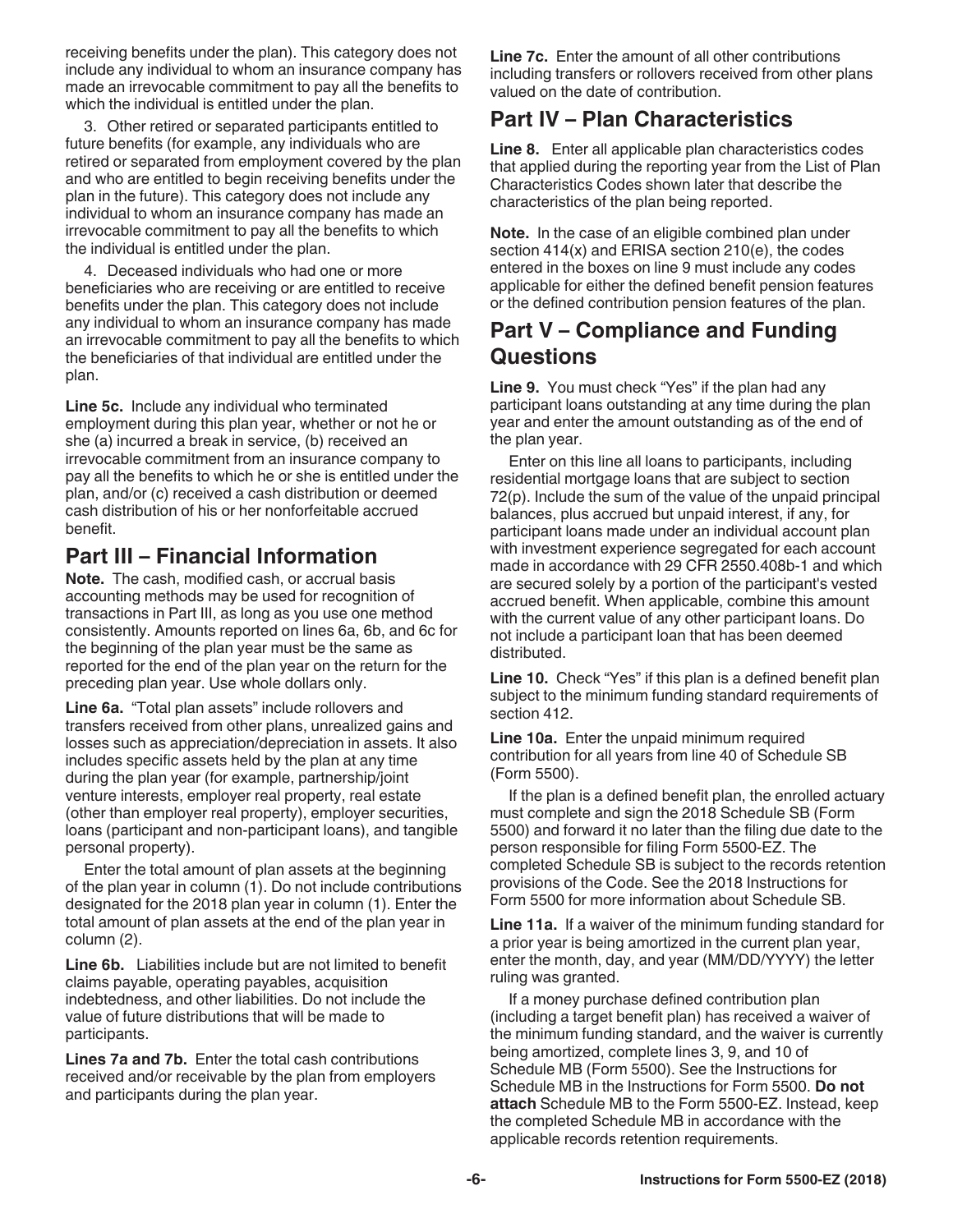receiving benefits under the plan). This category does not include any individual to whom an insurance company has made an irrevocable commitment to pay all the benefits to which the individual is entitled under the plan.

3. Other retired or separated participants entitled to future benefits (for example, any individuals who are retired or separated from employment covered by the plan and who are entitled to begin receiving benefits under the plan in the future). This category does not include any individual to whom an insurance company has made an irrevocable commitment to pay all the benefits to which the individual is entitled under the plan.

4. Deceased individuals who had one or more beneficiaries who are receiving or are entitled to receive benefits under the plan. This category does not include any individual to whom an insurance company has made an irrevocable commitment to pay all the benefits to which the beneficiaries of that individual are entitled under the plan.

**Line 5c.** Include any individual who terminated employment during this plan year, whether or not he or she (a) incurred a break in service, (b) received an irrevocable commitment from an insurance company to pay all the benefits to which he or she is entitled under the plan, and/or (c) received a cash distribution or deemed cash distribution of his or her nonforfeitable accrued benefit.

## Part III – Financial Information

**Note.** The cash, modified cash, or accrual basis accounting methods may be used for recognition of transactions in Part III, as long as you use one method consistently. Amounts reported on lines 6a, 6b, and 6c for the beginning of the plan year must be the same as reported for the end of the plan year on the return for the preceding plan year. Use whole dollars only.

**Line 6a.** "Total plan assets" include rollovers and transfers received from other plans, unrealized gains and losses such as appreciation/depreciation in assets. It also includes specific assets held by the plan at any time during the plan year (for example, partnership/joint venture interests, employer real property, real estate (other than employer real property), employer securities, loans (participant and non-participant loans), and tangible personal property).

Enter the total amount of plan assets at the beginning of the plan year in column (1). Do not include contributions designated for the 2018 plan year in column (1). Enter the total amount of plan assets at the end of the plan year in column (2).

**Line 6b.** Liabilities include but are not limited to benefit claims payable, operating payables, acquisition indebtedness, and other liabilities. Do not include the value of future distributions that will be made to participants.

**Lines 7a and 7b.** Enter the total cash contributions received and/or receivable by the plan from employers and participants during the plan year.

**Line 7c.** Enter the amount of all other contributions including transfers or rollovers received from other plans valued on the date of contribution.

## Part IV – Plan Characteristics

**Line 8.** Enter all applicable plan characteristics codes that applied during the reporting year from the List of Plan Characteristics Codes shown later that describe the characteristics of the plan being reported.

**Note.** In the case of an eligible combined plan under section 414(x) and ERISA section 210(e), the codes entered in the boxes on line 9 must include any codes applicable for either the defined benefit pension features or the defined contribution pension features of the plan.

## Part V – Compliance and Funding Questions

**Line 9.** You must check "Yes" if the plan had any participant loans outstanding at any time during the plan year and enter the amount outstanding as of the end of the plan year.

Enter on this line all loans to participants, including residential mortgage loans that are subject to section 72(p). Include the sum of the value of the unpaid principal balances, plus accrued but unpaid interest, if any, for participant loans made under an individual account plan with investment experience segregated for each account made in accordance with 29 CFR 2550.408b-1 and which are secured solely by a portion of the participant's vested accrued benefit. When applicable, combine this amount with the current value of any other participant loans. Do not include a participant loan that has been deemed distributed.

**Line 10.** Check "Yes" if this plan is a defined benefit plan subject to the minimum funding standard requirements of section 412.

**Line 10a.** Enter the unpaid minimum required contribution for all years from line 40 of Schedule SB (Form 5500).

If the plan is a defined benefit plan, the enrolled actuary must complete and sign the 2018 Schedule SB (Form 5500) and forward it no later than the filing due date to the person responsible for filing Form 5500-EZ. The completed Schedule SB is subject to the records retention provisions of the Code. See the 2018 Instructions for Form 5500 for more information about Schedule SB.

**Line 11a.** If a waiver of the minimum funding standard for a prior year is being amortized in the current plan year, enter the month, day, and year (MM/DD/YYYY) the letter ruling was granted.

If a money purchase defined contribution plan (including a target benefit plan) has received a waiver of the minimum funding standard, and the waiver is currently being amortized, complete lines 3, 9, and 10 of Schedule MB (Form 5500). See the Instructions for Schedule MB in the Instructions for Form 5500. **Do not attach** Schedule MB to the Form 5500-EZ. Instead, keep the completed Schedule MB in accordance with the applicable records retention requirements.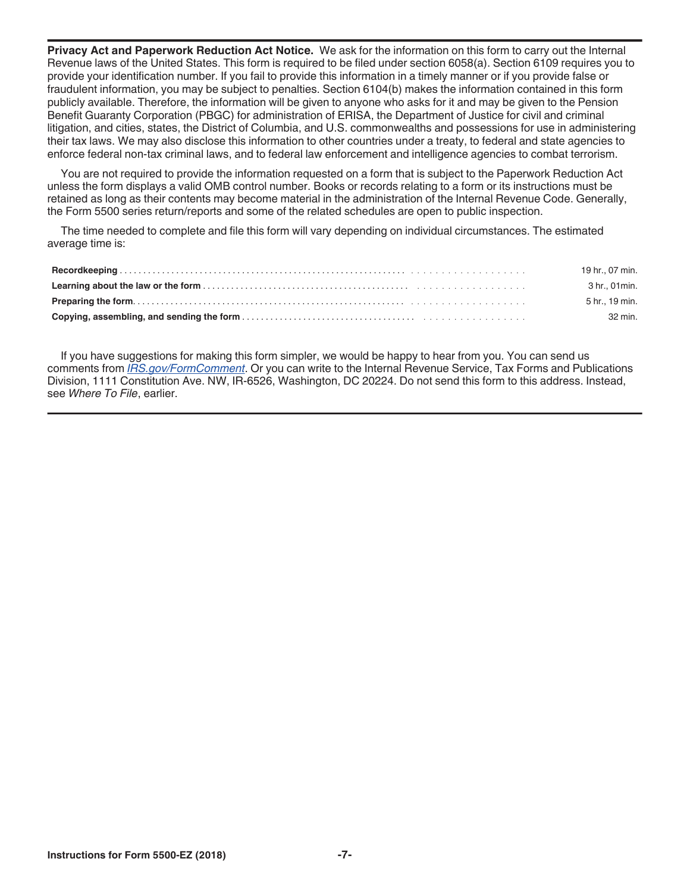**Privacy Act and Paperwork Reduction Act Notice.** We ask for the information on this form to carry out the Internal Revenue laws of the United States. This form is required to be filed under section 6058(a). Section 6109 requires you to provide your identification number. If you fail to provide this information in a timely manner or if you provide false or fraudulent information, you may be subject to penalties. Section 6104(b) makes the information contained in this form publicly available. Therefore, the information will be given to anyone who asks for it and may be given to the Pension Benefit Guaranty Corporation (PBGC) for administration of ERISA, the Department of Justice for civil and criminal litigation, and cities, states, the District of Columbia, and U.S. commonwealths and possessions for use in administering their tax laws. We may also disclose this information to other countries under a treaty, to federal and state agencies to enforce federal non-tax criminal laws, and to federal law enforcement and intelligence agencies to combat terrorism.

You are not required to provide the information requested on a form that is subject to the Paperwork Reduction Act unless the form displays a valid OMB control number. Books or records relating to a form or its instructions must be retained as long as their contents may become material in the administration of the Internal Revenue Code. Generally, the Form 5500 series return/reports and some of the related schedules are open to public inspection.

The time needed to complete and file this form will vary depending on individual circumstances. The estimated average time is:

| | |
|---|---|
| **Recordkeeping** | 19 hr., 07 min. |
| **Learning about the law or the form** | 3 hr., 01min. |
| **Preparing the form** | 5 hr., 19 min. |
| **Copying, assembling, and sending the form** | 32 min. |

If you have suggestions for making this form simpler, we would be happy to hear from you. You can send us comments from *IRS.gov/FormComment*. Or you can write to the Internal Revenue Service, Tax Forms and Publications Division, 1111 Constitution Ave. NW, IR-6526, Washington, DC 20224. Do not send this form to this address. Instead, see *Where To File*, earlier.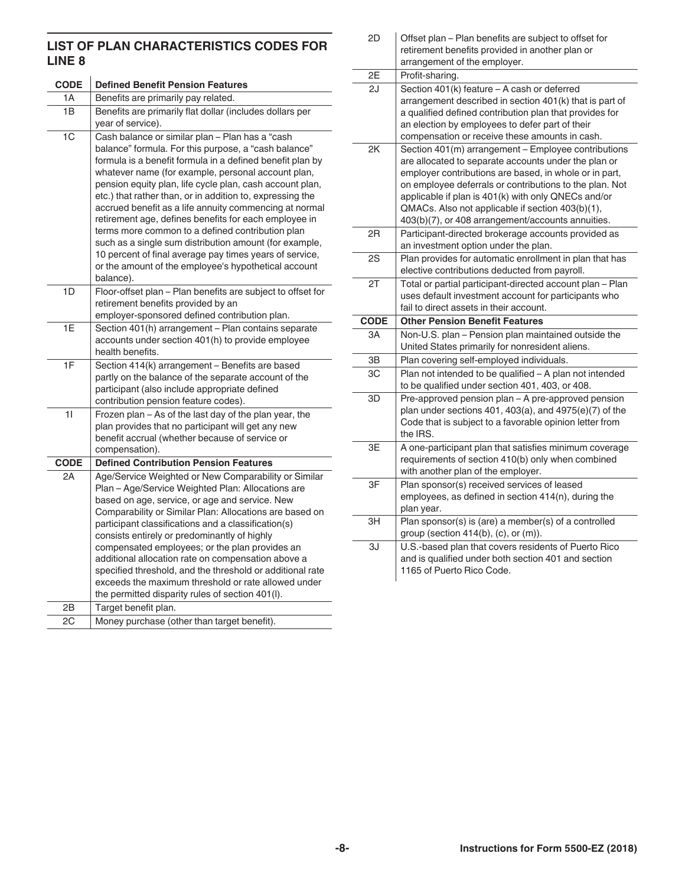## LIST OF PLAN CHARACTERISTICS CODES FOR LINE 8

| CODE | Defined Benefit Pension Features |
|---|---|
| 1A | Benefits are primarily pay related. |
| 1B | Benefits are primarily flat dollar (includes dollars per year of service). |
| 1C | Cash balance or similar plan – Plan has a "cash balance" formula. For this purpose, a "cash balance" formula is a benefit formula in a defined benefit plan by whatever name (for example, personal account plan, pension equity plan, life cycle plan, cash account plan, etc.) that rather than, or in addition to, expressing the accrued benefit as a life annuity commencing at normal retirement age, defines benefits for each employee in terms more common to a defined contribution plan such as a single sum distribution amount (for example, 10 percent of final average pay times years of service, or the amount of the employee's hypothetical account balance). |
| 1D | Floor-offset plan – Plan benefits are subject to offset for retirement benefits provided by an employer-sponsored defined contribution plan. |
| 1E | Section 401(h) arrangement – Plan contains separate accounts under section 401(h) to provide employee health benefits. |
| 1F | Section 414(k) arrangement – Benefits are based partly on the balance of the separate account of the participant (also include appropriate defined contribution pension feature codes). |
| 1I | Frozen plan – As of the last day of the plan year, the plan provides that no participant will get any new benefit accrual (whether because of service or compensation). |
| **CODE** | **Defined Contribution Pension Features** |
| 2A | Age/Service Weighted or New Comparability or Similar Plan – Age/Service Weighted Plan: Allocations are based on age, service, or age and service. New Comparability or Similar Plan: Allocations are based on participant classifications and a classification(s) consists entirely or predominantly of highly compensated employees; or the plan provides an additional allocation rate on compensation above a specified threshold, and the threshold or additional rate exceeds the maximum threshold or rate allowed under the permitted disparity rules of section 401(l). |
| 2B | Target benefit plan. |
| 2C | Money purchase (other than target benefit). |
| 2D | Offset plan – Plan benefits are subject to offset for retirement benefits provided in another plan or arrangement of the employer. |
| 2E | Profit-sharing. |
| 2J | Section 401(k) feature – A cash or deferred arrangement described in section 401(k) that is part of a qualified defined contribution plan that provides for an election by employees to defer part of their compensation or receive these amounts in cash. |
| 2K | Section 401(m) arrangement – Employee contributions are allocated to separate accounts under the plan or employer contributions are based, in whole or in part, on employee deferrals or contributions to the plan. Not applicable if plan is 401(k) with only QNECs and/or QMACs. Also not applicable if section 403(b)(1), 403(b)(7), or 408 arrangement/accounts annuities. |
| 2R | Participant-directed brokerage accounts provided as an investment option under the plan. |
| 2S | Plan provides for automatic enrollment in plan that has elective contributions deducted from payroll. |
| 2T | Total or partial participant-directed account plan – Plan uses default investment account for participants who fail to direct assets in their account. |
| **CODE** | **Other Pension Benefit Features** |
| 3A | Non-U.S. plan – Pension plan maintained outside the United States primarily for nonresident aliens. |
| 3B | Plan covering self-employed individuals. |
| 3C | Plan not intended to be qualified – A plan not intended to be qualified under section 401, 403, or 408. |
| 3D | Pre-approved pension plan – A pre-approved pension plan under sections 401, 403(a), and 4975(e)(7) of the Code that is subject to a favorable opinion letter from the IRS. |
| 3E | A one-participant plan that satisfies minimum coverage requirements of section 410(b) only when combined with another plan of the employer. |
| 3F | Plan sponsor(s) received services of leased employees, as defined in section 414(n), during the plan year. |
| 3H | Plan sponsor(s) is (are) a member(s) of a controlled group (section 414(b), (c), or (m)). |
| 3J | U.S.-based plan that covers residents of Puerto Rico and is qualified under both section 401 and section 1165 of Puerto Rico Code. |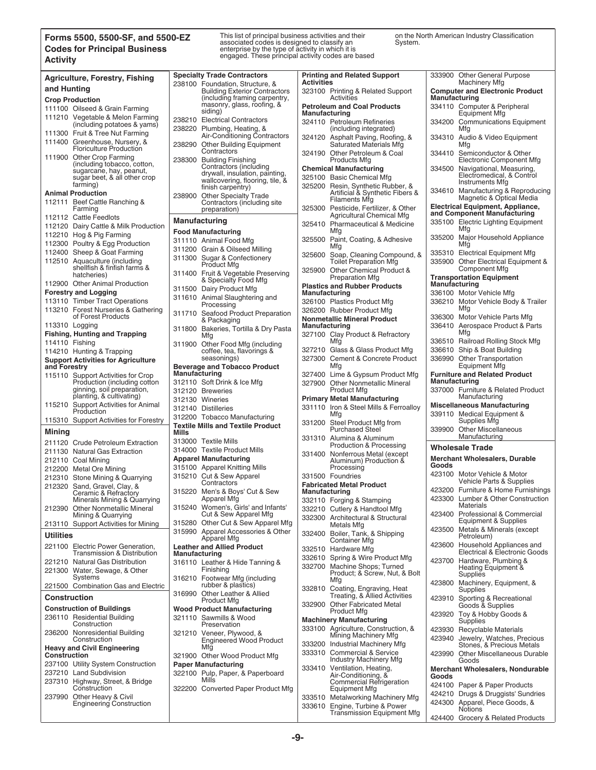# Forms 5500, 5500-SF, and 5500-EZ Codes for Principal Business Activity

This list of principal business activities and their associated codes is designed to classify an enterprise by the type of activity in which it is engaged. These principal activity codes are based on the North American Industry Classification System.

## Agriculture, Forestry, Fishing and Hunting

**Crop Production**

- 111100 Oilseed & Grain Farming
- 111210 Vegetable & Melon Farming (including potatoes & yams)
- 111300 Fruit & Tree Nut Farming
- 111400 Greenhouse, Nursery, & Floriculture Production
- 111900 Other Crop Farming (including tobacco, cotton, sugarcane, hay, peanut, sugar beet, & all other crop farming)

**Animal Production**

- 112111 Beef Cattle Ranching & Farming
- 112112 Cattle Feedlots
- 112120 Dairy Cattle & Milk Production
- 112210 Hog & Pig Farming
- 112300 Poultry & Egg Production
- 112400 Sheep & Goat Farming
- 112510 Aquaculture (including shellfish & finfish farms & hatcheries)
- 112900 Other Animal Production

**Forestry and Logging**

- 113110 Timber Tract Operations
- 113210 Forest Nurseries & Gathering of Forest Products
- 113310 Logging

**Fishing, Hunting and Trapping**

- 114110 Fishing
- 114210 Hunting & Trapping

**Support Activities for Agriculture and Forestry**

- 115110 Support Activities for Crop Production (including cotton ginning, soil preparation, planting, & cultivating)
- 115210 Support Activities for Animal Production
- 115310 Support Activities for Forestry

## Mining

- 211120 Crude Petroleum Extraction
- 211130 Natural Gas Extraction
- 212110 Coal Mining
- 212200 Metal Ore Mining
- 212310 Stone Mining & Quarrying
- 212320 Sand, Gravel, Clay, & Ceramic & Refractory Minerals Mining & Quarrying
- 212390 Other Nonmetallic Mineral Mining & Quarrying
- 213110 Support Activities for Mining

## Utilities

- 221100 Electric Power Generation, Transmission & Distribution
- 221210 Natural Gas Distribution
- 221300 Water, Sewage, & Other Systems
- 221500 Combination Gas and Electric

## Construction

**Construction of Buildings**

- 236110 Residential Building Construction
- 236200 Nonresidential Building Construction

**Heavy and Civil Engineering Construction**

- 237100 Utility System Construction
- 237210 Land Subdivision
- 237310 Highway, Street, & Bridge Construction
- 237990 Other Heavy & Civil Engineering Construction

**Specialty Trade Contractors**

- 238100 Foundation, Structure, & Building Exterior Contractors (including framing carpentry, masonry, glass, roofing, & siding)
- 238210 Electrical Contractors
- 238220 Plumbing, Heating, & Air-Conditioning Contractors
- 238290 Other Building Equipment Contractors
- 238300 Building Finishing Contractors (including drywall, insulation, painting, wallcovering, flooring, tile, & finish carpentry)
- 238900 Other Specialty Trade Contractors (including site preparation)

## Manufacturing

**Food Manufacturing**

- 311110 Animal Food Mfg
- 311200 Grain & Oilseed Milling
- 311300 Sugar & Confectionery Product Mfg
- 311400 Fruit & Vegetable Preserving & Specialty Food Mfg
- 311500 Dairy Product Mfg
- 311610 Animal Slaughtering and Processing
- 311710 Seafood Product Preparation & Packaging
- 311800 Bakeries, Tortilla & Dry Pasta Mfg
- 311900 Other Food Mfg (including coffee, tea, flavorings & seasonings)

**Beverage and Tobacco Product Manufacturing**

- 312110 Soft Drink & Ice Mfg
- 312120 Breweries
- 312130 Wineries
- 312140 Distilleries
- 312200 Tobacco Manufacturing

**Textile Mills and Textile Product Mills**

- 313000 Textile Mills
- 314000 Textile Product Mills

**Apparel Manufacturing**

- 315100 Apparel Knitting Mills
- 315210 Cut & Sew Apparel Contractors
- 315220 Men's & Boys' Cut & Sew Apparel Mfg
- 315240 Women's, Girls' and Infants' Cut & Sew Apparel Mfg
- 315280 Other Cut & Sew Apparel Mfg
- 315990 Apparel Accessories & Other Apparel Mfg

**Leather and Allied Product Manufacturing**

- 316110 Leather & Hide Tanning & Finishing
- 316210 Footwear Mfg (including rubber & plastics)
- 316990 Other Leather & Allied Product Mfg

**Wood Product Manufacturing**

- 321110 Sawmills & Wood Preservation
- 321210 Veneer, Plywood, & Engineered Wood Product Mfg
- 321900 Other Wood Product Mfg

**Paper Manufacturing**

- 322100 Pulp, Paper, & Paperboard Mills
- 322200 Converted Paper Product Mfg

**Printing and Related Support Activities**

- 323100 Printing & Related Support Activities

**Petroleum and Coal Products Manufacturing**

- 324110 Petroleum Refineries (including integrated)
- 324120 Asphalt Paving, Roofing, & Saturated Materials Mfg
- 324190 Other Petroleum & Coal Products Mfg

**Chemical Manufacturing**

- 325100 Basic Chemical Mfg
- 325200 Resin, Synthetic Rubber, & Artificial & Synthetic Fibers & Filaments Mfg
- 325300 Pesticide, Fertilizer, & Other Agricultural Chemical Mfg
- 325410 Pharmaceutical & Medicine Mfg
- 325500 Paint, Coating, & Adhesive Mfg
- 325600 Soap, Cleaning Compound, & Toilet Preparation Mfg
- 325900 Other Chemical Product & Preparation Mfg

**Plastics and Rubber Products Manufacturing**

- 326100 Plastics Product Mfg
- 326200 Rubber Product Mfg

**Nonmetallic Mineral Product Manufacturing**

- 327100 Clay Product & Refractory Mfg
- 327210 Glass & Glass Product Mfg
- 327300 Cement & Concrete Product Mfg
- 327400 Lime & Gypsum Product Mfg
- 327900 Other Nonmetallic Mineral Product Mfg

**Primary Metal Manufacturing**

- 331110 Iron & Steel Mills & Ferroalloy Mfg
- 331200 Steel Product Mfg from Purchased Steel
- 331310 Alumina & Aluminum Production & Processing
- 331400 Nonferrous Metal (except Aluminum) Production & Processing
- 331500 Foundries

**Fabricated Metal Product Manufacturing**

- 332110 Forging & Stamping
- 332210 Cutlery & Handtool Mfg
- 332300 Architectural & Structural Metals Mfg
- 332400 Boiler, Tank, & Shipping Container Mfg
- 332510 Hardware Mfg
- 332610 Spring & Wire Product Mfg
- 332700 Machine Shops; Turned Product; & Screw, Nut, & Bolt Mfg
- 332810 Coating, Engraving, Heat Treating, & Allied Activities
- 332900 Other Fabricated Metal Product Mfg

**Machinery Manufacturing**

- 333100 Agriculture, Construction, & Mining Machinery Mfg
- 333200 Industrial Machinery Mfg
- 333310 Commercial & Service Industry Machinery Mfg
- 333410 Ventilation, Heating, Air-Conditioning, & Commercial Refrigeration Equipment Mfg
- 333510 Metalworking Machinery Mfg
- 333610 Engine, Turbine & Power Transmission Equipment Mfg
- 333900 Other General Purpose Machinery Mfg

**Computer and Electronic Product Manufacturing**

- 334110 Computer & Peripheral Equipment Mfg
- 334200 Communications Equipment Mfg
- 334310 Audio & Video Equipment Mfg
- 334410 Semiconductor & Other Electronic Component Mfg
- 334500 Navigational, Measuring, Electromedical, & Control Instruments Mfg
- 334610 Manufacturing & Reproducing Magnetic & Optical Media

**Electrical Equipment, Appliance, and Component Manufacturing**

- 335100 Electric Lighting Equipment Mfg
- 335200 Major Household Appliance Mfg
- 335310 Electrical Equipment Mfg
- 335900 Other Electrical Equipment & Component Mfg

**Transportation Equipment Manufacturing**

- 336100 Motor Vehicle Mfg
- 336210 Motor Vehicle Body & Trailer Mfg
- 336300 Motor Vehicle Parts Mfg
- 336410 Aerospace Product & Parts Mfg
- 336510 Railroad Rolling Stock Mfg
- 336610 Ship & Boat Building
- 336990 Other Transportation Equipment Mfg

**Furniture and Related Product Manufacturing**

- 337000 Furniture & Related Product Manufacturing

**Miscellaneous Manufacturing**

- 339110 Medical Equipment & Supplies Mfg
- 339900 Other Miscellaneous Manufacturing

## Wholesale Trade

**Merchant Wholesalers, Durable Goods**

- 423100 Motor Vehicle & Motor Vehicle Parts & Supplies
- 423200 Furniture & Home Furnishings
- 423300 Lumber & Other Construction Materials
- 423400 Professional & Commercial Equipment & Supplies
- 423500 Metals & Minerals (except Petroleum)
- 423600 Household Appliances and Electrical & Electronic Goods
- 423700 Hardware, Plumbing & Heating Equipment & Supplies
- 423800 Machinery, Equipment, & Supplies
- 423910 Sporting & Recreational Goods & Supplies
- 423920 Toy & Hobby Goods & Supplies
- 423930 Recyclable Materials
- 423940 Jewelry, Watches, Precious Stones, & Precious Metals
- 423990 Other Miscellaneous Durable Goods

**Merchant Wholesalers, Nondurable Goods**

- 424100 Paper & Paper Products
- 424210 Drugs & Druggists' Sundries
- 424300 Apparel, Piece Goods, & Notions
- 424400 Grocery & Related Products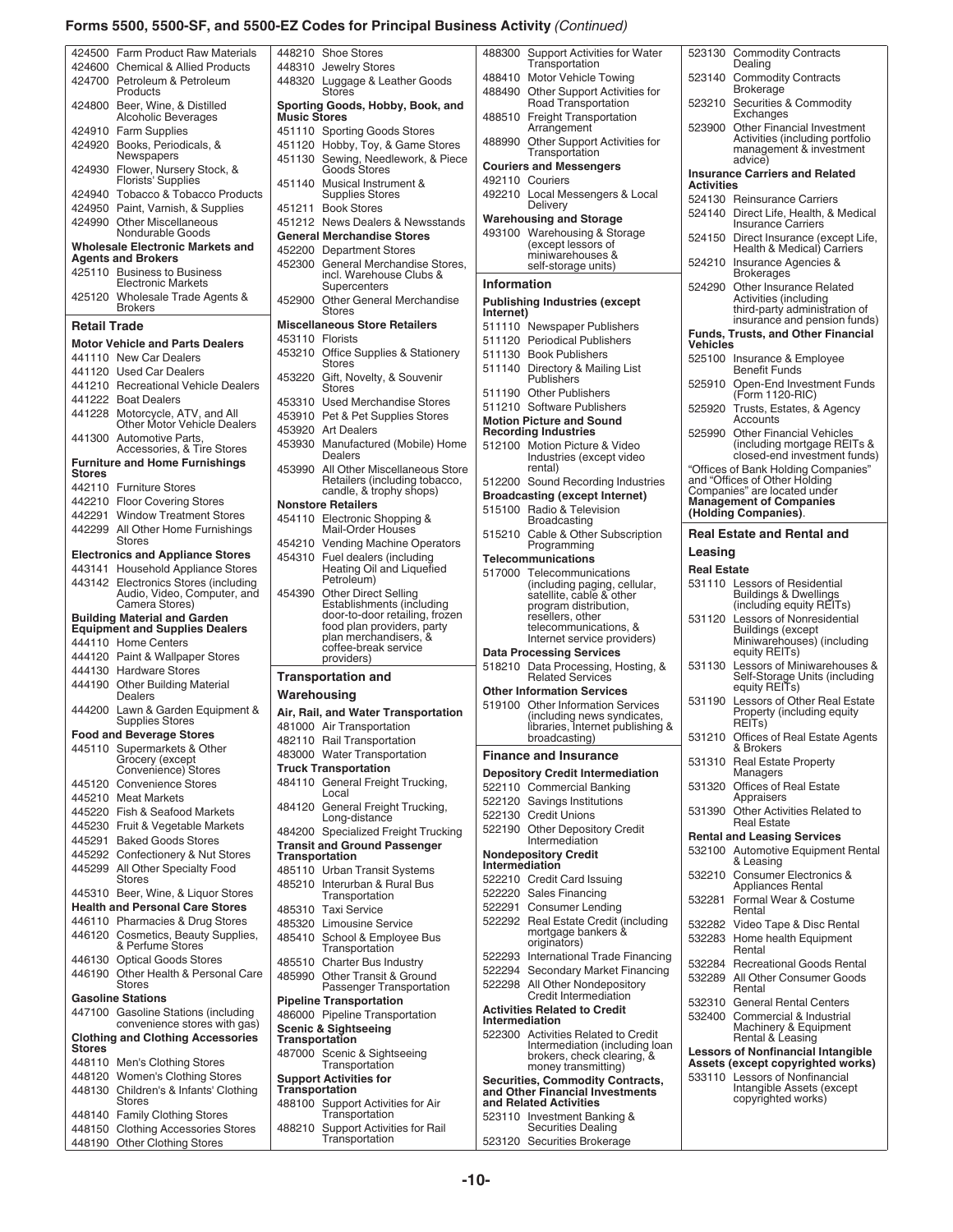## Forms 5500, 5500-SF, and 5500-EZ Codes for Principal Business Activity *(Continued)*

424500 Farm Product Raw Materials
424600 Chemical & Allied Products
424700 Petroleum & Petroleum Products
424800 Beer, Wine, & Distilled Alcoholic Beverages
424910 Farm Supplies
424920 Books, Periodicals, & Newspapers
424930 Flower, Nursery Stock, & Florists' Supplies
424940 Tobacco & Tobacco Products
424950 Paint, Varnish, & Supplies
424990 Other Miscellaneous Nondurable Goods

**Wholesale Electronic Markets and Agents and Brokers**

425110 Business to Business Electronic Markets
425120 Wholesale Trade Agents & Brokers

### Retail Trade

**Motor Vehicle and Parts Dealers**

441110 New Car Dealers
441120 Used Car Dealers
441210 Recreational Vehicle Dealers
441222 Boat Dealers
441228 Motorcycle, ATV, and All Other Motor Vehicle Dealers
441300 Automotive Parts, Accessories, & Tire Stores

**Furniture and Home Furnishings Stores**

442110 Furniture Stores
442210 Floor Covering Stores
442291 Window Treatment Stores
442299 All Other Home Furnishings Stores

**Electronics and Appliance Stores**

443141 Household Appliance Stores
443142 Electronics Stores (including Audio, Video, Computer, and Camera Stores)

**Building Material and Garden Equipment and Supplies Dealers**

444110 Home Centers
444120 Paint & Wallpaper Stores
444130 Hardware Stores
444190 Other Building Material Dealers
444200 Lawn & Garden Equipment & Supplies Stores

**Food and Beverage Stores**

445110 Supermarkets & Other Grocery (except Convenience) Stores
445120 Convenience Stores
445210 Meat Markets
445220 Fish & Seafood Markets
445230 Fruit & Vegetable Markets
445291 Baked Goods Stores
445292 Confectionery & Nut Stores
445299 All Other Specialty Food Stores
445310 Beer, Wine, & Liquor Stores

**Health and Personal Care Stores**

446110 Pharmacies & Drug Stores
446120 Cosmetics, Beauty Supplies, & Perfume Stores
446130 Optical Goods Stores
446190 Other Health & Personal Care Stores

**Gasoline Stations**

447100 Gasoline Stations (including convenience stores with gas)

**Clothing and Clothing Accessories Stores**

448110 Men's Clothing Stores
448120 Women's Clothing Stores
448130 Children's & Infants' Clothing Stores
448140 Family Clothing Stores
448150 Clothing Accessories Stores
448190 Other Clothing Stores
448210 Shoe Stores
448310 Jewelry Stores
448320 Luggage & Leather Goods Stores

**Sporting Goods, Hobby, Book, and Music Stores**

451110 Sporting Goods Stores
451120 Hobby, Toy, & Game Stores
451130 Sewing, Needlework, & Piece Goods Stores
451140 Musical Instrument & Supplies Stores
451211 Book Stores
451212 News Dealers & Newsstands

**General Merchandise Stores**

452200 Department Stores
452300 General Merchandise Stores, incl. Warehouse Clubs & Supercenters
452900 Other General Merchandise Stores

**Miscellaneous Store Retailers**

453110 Florists
453210 Office Supplies & Stationery Stores
453220 Gift, Novelty, & Souvenir Stores
453310 Used Merchandise Stores
453910 Pet & Pet Supplies Stores
453920 Art Dealers
453930 Manufactured (Mobile) Home Dealers
453990 All Other Miscellaneous Store Retailers (including tobacco, candle, & trophy shops)

**Nonstore Retailers**

454110 Electronic Shopping & Mail-Order Houses
454210 Vending Machine Operators
454310 Fuel dealers (including Heating Oil and Liquefied Petroleum)
454390 Other Direct Selling Establishments (including door-to-door retailing, frozen food plan providers, party plan merchandisers, & coffee-break service providers)

### Transportation and Warehousing

**Air, Rail, and Water Transportation**

481000 Air Transportation
482110 Rail Transportation
483000 Water Transportation

**Truck Transportation**

484110 General Freight Trucking, Local
484120 General Freight Trucking, Long-distance
484200 Specialized Freight Trucking

**Transit and Ground Passenger Transportation**

485110 Urban Transit Systems
485210 Interurban & Rural Bus Transportation
485310 Taxi Service
485320 Limousine Service
485410 School & Employee Bus Transportation
485510 Charter Bus Industry
485990 Other Transit & Ground Passenger Transportation

**Pipeline Transportation**

486000 Pipeline Transportation

**Scenic & Sightseeing Transportation**

487000 Scenic & Sightseeing Transportation

**Support Activities for Transportation**

488100 Support Activities for Air Transportation
488210 Support Activities for Rail Transportation
488300 Support Activities for Water Transportation
488410 Motor Vehicle Towing
488490 Other Support Activities for Road Transportation
488510 Freight Transportation Arrangement
488990 Other Support Activities for Transportation

**Couriers and Messengers**

492110 Couriers
492210 Local Messengers & Local Delivery

**Warehousing and Storage**

493100 Warehousing & Storage (except lessors of miniwarehouses & self-storage units)

### Information

**Publishing Industries (except Internet)**

511110 Newspaper Publishers
511120 Periodical Publishers
511130 Book Publishers
511140 Directory & Mailing List Publishers
511190 Other Publishers
511210 Software Publishers

**Motion Picture and Sound Recording Industries**

512100 Motion Picture & Video Industries (except video rental)
512200 Sound Recording Industries

**Broadcasting (except Internet)**

515100 Radio & Television Broadcasting
515210 Cable & Other Subscription Programming

**Telecommunications**

517000 Telecommunications (including paging, cellular, satellite, cable & other program distribution, resellers, other telecommunications, & Internet service providers)

**Data Processing Services**

518210 Data Processing, Hosting, & Related Services

**Other Information Services**

519100 Other Information Services (including news syndicates, libraries, Internet publishing & broadcasting)

### Finance and Insurance

**Depository Credit Intermediation**

522110 Commercial Banking
522120 Savings Institutions
522130 Credit Unions
522190 Other Depository Credit Intermediation

**Nondepository Credit Intermediation**

522210 Credit Card Issuing
522220 Sales Financing
522291 Consumer Lending
522292 Real Estate Credit (including mortgage bankers & originators)
522293 International Trade Financing
522294 Secondary Market Financing
522298 All Other Nondepository Credit Intermediation

**Activities Related to Credit Intermediation**

522300 Activities Related to Credit Intermediation (including loan brokers, check clearing, & money transmitting)

**Securities, Commodity Contracts, and Other Financial Investments and Related Activities**

523110 Investment Banking & Securities Dealing
523120 Securities Brokerage
523130 Commodity Contracts Dealing
523140 Commodity Contracts Brokerage
523210 Securities & Commodity Exchanges
523900 Other Financial Investment Activities (including portfolio management & investment advice)

**Insurance Carriers and Related Activities**

524130 Reinsurance Carriers
524140 Direct Life, Health, & Medical Insurance Carriers
524150 Direct Insurance (except Life, Health & Medical) Carriers
524210 Insurance Agencies & Brokerages
524290 Other Insurance Related Activities (including third-party administration of insurance and pension funds)

**Funds, Trusts, and Other Financial Vehicles**

525100 Insurance & Employee Benefit Funds
525910 Open-End Investment Funds (Form 1120-RIC)
525920 Trusts, Estates, & Agency Accounts
525990 Other Financial Vehicles (including mortgage REITs & closed-end investment funds)

"Offices of Bank Holding Companies" and "Offices of Other Holding Companies" are located under **Management of Companies (Holding Companies)**.

### Real Estate and Rental and Leasing

**Real Estate**

531110 Lessors of Residential Buildings & Dwellings (including equity REITs)
531120 Lessors of Nonresidential Buildings (except Miniwarehouses) (including equity REITs)
531130 Lessors of Miniwarehouses & Self-Storage Units (including equity REITs)
531190 Lessors of Other Real Estate Property (including equity REITs)
531210 Offices of Real Estate Agents & Brokers
531310 Real Estate Property Managers
531320 Offices of Real Estate Appraisers
531390 Other Activities Related to Real Estate

**Rental and Leasing Services**

532100 Automotive Equipment Rental & Leasing
532210 Consumer Electronics & Appliances Rental
532281 Formal Wear & Costume Rental
532282 Video Tape & Disc Rental
532283 Home health Equipment Rental
532284 Recreational Goods Rental
532289 All Other Consumer Goods Rental
532310 General Rental Centers
532400 Commercial & Industrial Machinery & Equipment Rental & Leasing

**Lessors of Nonfinancial Intangible Assets (except copyrighted works)**

533110 Lessors of Nonfinancial Intangible Assets (except copyrighted works)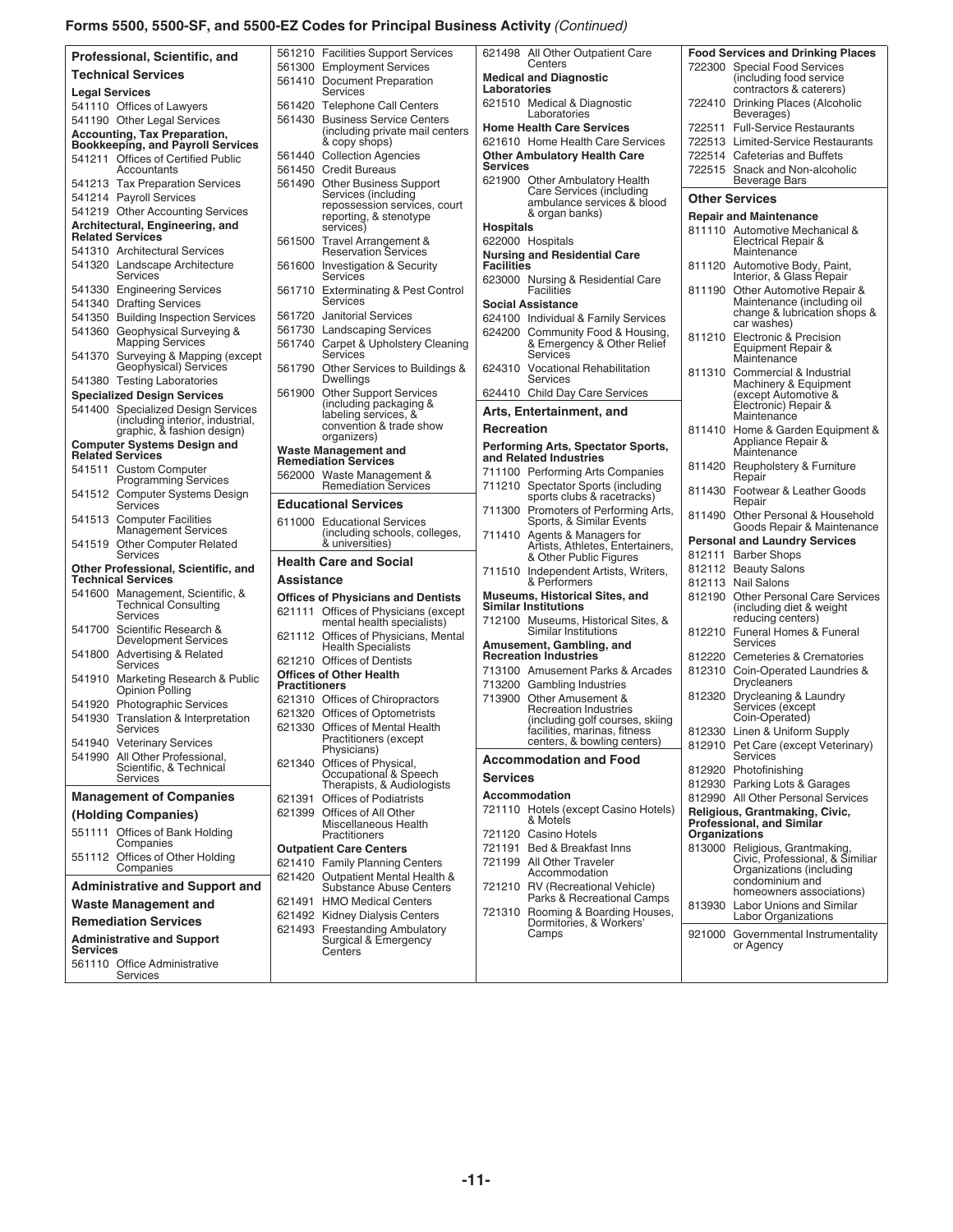## Forms 5500, 5500-SF, and 5500-EZ Codes for Principal Business Activity *(Continued)*

### Professional, Scientific, and Technical Services

**Legal Services**

541110 Offices of Lawyers
541190 Other Legal Services

**Accounting, Tax Preparation, Bookkeeping, and Payroll Services**

541211 Offices of Certified Public Accountants
541213 Tax Preparation Services
541214 Payroll Services
541219 Other Accounting Services

**Architectural, Engineering, and Related Services**

541310 Architectural Services
541320 Landscape Architecture Services
541330 Engineering Services
541340 Drafting Services
541350 Building Inspection Services
541360 Geophysical Surveying & Mapping Services
541370 Surveying & Mapping (except Geophysical) Services
541380 Testing Laboratories

**Specialized Design Services**

541400 Specialized Design Services (including interior, industrial, graphic, & fashion design)

**Computer Systems Design and Related Services**

541511 Custom Computer Programming Services
541512 Computer Systems Design Services
541513 Computer Facilities Management Services
541519 Other Computer Related Services

**Other Professional, Scientific, and Technical Services**

541600 Management, Scientific, & Technical Consulting Services
541700 Scientific Research & Development Services
541800 Advertising & Related Services
541910 Marketing Research & Public Opinion Polling
541920 Photographic Services
541930 Translation & Interpretation Services
541940 Veterinary Services
541990 All Other Professional, Scientific, & Technical Services

### Management of Companies (Holding Companies)

551111 Offices of Bank Holding Companies
551112 Offices of Other Holding Companies

### Administrative and Support and Waste Management and Remediation Services

**Administrative and Support Services**

561110 Office Administrative Services
561210 Facilities Support Services
561300 Employment Services
561410 Document Preparation Services
561420 Telephone Call Centers
561430 Business Service Centers (including private mail centers & copy shops)
561440 Collection Agencies
561450 Credit Bureaus
561490 Other Business Support Services (including repossession services, court reporting, & stenotype services)
561500 Travel Arrangement & Reservation Services
561600 Investigation & Security Services
561710 Exterminating & Pest Control Services
561720 Janitorial Services
561730 Landscaping Services
561740 Carpet & Upholstery Cleaning Services
561790 Other Services to Buildings & Dwellings
561900 Other Support Services (including packaging & labeling services, & convention & trade show organizers)

**Waste Management and Remediation Services**

562000 Waste Management & Remediation Services

### Educational Services

611000 Educational Services (including schools, colleges, & universities)

### Health Care and Social Assistance

**Offices of Physicians and Dentists**

621111 Offices of Physicians (except mental health specialists)
621112 Offices of Physicians, Mental Health Specialists
621210 Offices of Dentists

**Offices of Other Health Practitioners**

621310 Offices of Chiropractors
621320 Offices of Optometrists
621330 Offices of Mental Health Practitioners (except Physicians)
621340 Offices of Physical, Occupational & Speech Therapists, & Audiologists
621391 Offices of Podiatrists
621399 Offices of All Other Miscellaneous Health Practitioners

**Outpatient Care Centers**

621410 Family Planning Centers
621420 Outpatient Mental Health & Substance Abuse Centers
621491 HMO Medical Centers
621492 Kidney Dialysis Centers
621493 Freestanding Ambulatory Surgical & Emergency Centers
621498 All Other Outpatient Care Centers

**Medical and Diagnostic Laboratories**

621510 Medical & Diagnostic Laboratories

**Home Health Care Services**

621610 Home Health Care Services

**Other Ambulatory Health Care Services**

621900 Other Ambulatory Health Care Services (including ambulance services & blood & organ banks)

**Hospitals**

622000 Hospitals

**Nursing and Residential Care Facilities**

623000 Nursing & Residential Care Facilities

**Social Assistance**

624100 Individual & Family Services
624200 Community Food & Housing, & Emergency & Other Relief Services
624310 Vocational Rehabilitation Services
624410 Child Day Care Services

### Arts, Entertainment, and Recreation

**Performing Arts, Spectator Sports, and Related Industries**

711100 Performing Arts Companies
711210 Spectator Sports (including sports clubs & racetracks)
711300 Promoters of Performing Arts, Sports, & Similar Events
711410 Agents & Managers for Artists, Athletes, Entertainers, & Other Public Figures
711510 Independent Artists, Writers, & Performers

**Museums, Historical Sites, and Similar Institutions**

712100 Museums, Historical Sites, & Similar Institutions

**Amusement, Gambling, and Recreation Industries**

713100 Amusement Parks & Arcades
713200 Gambling Industries
713900 Other Amusement & Recreation Industries (including golf courses, skiing facilities, marinas, fitness centers, & bowling centers)

### Accommodation and Food Services

**Accommodation**

721110 Hotels (except Casino Hotels) & Motels
721120 Casino Hotels
721191 Bed & Breakfast Inns
721199 All Other Traveler Accommodation
721210 RV (Recreational Vehicle) Parks & Recreational Camps
721310 Rooming & Boarding Houses, Dormitories, & Workers' Camps

**Food Services and Drinking Places**

722300 Special Food Services (including food service contractors & caterers)
722410 Drinking Places (Alcoholic Beverages)
722511 Full-Service Restaurants
722513 Limited-Service Restaurants
722514 Cafeterias and Buffets
722515 Snack and Non-alcoholic Beverage Bars

### Other Services

**Repair and Maintenance**

811110 Automotive Mechanical & Electrical Repair & Maintenance
811120 Automotive Body, Paint, Interior, & Glass Repair
811190 Other Automotive Repair & Maintenance (including oil change & lubrication shops & car washes)
811210 Electronic & Precision Equipment Repair & Maintenance
811310 Commercial & Industrial Machinery & Equipment (except Automotive & Electronic) Repair & Maintenance
811410 Home & Garden Equipment & Appliance Repair & Maintenance
811420 Reupholstery & Furniture Repair
811430 Footwear & Leather Goods Repair
811490 Other Personal & Household Goods Repair & Maintenance

**Personal and Laundry Services**

812111 Barber Shops
812112 Beauty Salons
812113 Nail Salons
812190 Other Personal Care Services (including diet & weight reducing centers)
812210 Funeral Homes & Funeral Services
812220 Cemeteries & Crematories
812310 Coin-Operated Laundries & Drycleaners
812320 Drycleaning & Laundry Services (except Coin-Operated)
812330 Linen & Uniform Supply
812910 Pet Care (except Veterinary) Services
812920 Photofinishing
812930 Parking Lots & Garages
812990 All Other Personal Services

**Religious, Grantmaking, Civic, Professional, and Similar Organizations**

813000 Religious, Grantmaking, Civic, Professional, & Similiar Organizations (including condominium and homeowners associations)
813930 Labor Unions and Similar Labor Organizations

921000 Governmental Instrumentality or Agency